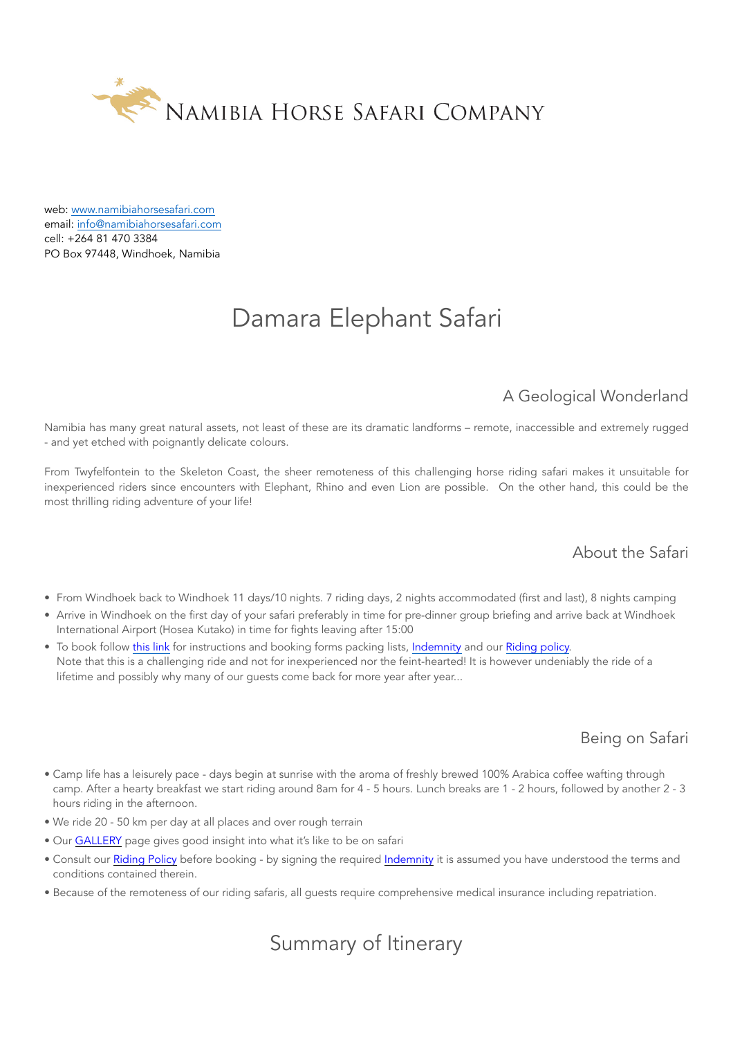# Namibia Horse Safari Company

web: [www.namibiahorsesafari.com](http://www.namibiahorsesafari.com)
email: [info@namibiahorsesafari.com](mailto:info@namibiahorsesafari.com)
cell: +264 81 470 3384
PO Box 97448, Windhoek, Namibia

# Damara Elephant Safari

## A Geological Wonderland

Namibia has many great natural assets, not least of these are its dramatic landforms – remote, inaccessible and extremely rugged - and yet etched with poignantly delicate colours.

From Twyfelfontein to the Skeleton Coast, the sheer remoteness of this challenging horse riding safari makes it unsuitable for inexperienced riders since encounters with Elephant, Rhino and even Lion are possible. On the other hand, this could be the most thrilling riding adventure of your life!

## About the Safari

- From Windhoek back to Windhoek 11 days/10 nights. 7 riding days, 2 nights accommodated (first and last), 8 nights camping
- Arrive in Windhoek on the first day of your safari preferably in time for pre-dinner group briefing and arrive back at Windhoek International Airport (Hosea Kutako) in time for fights leaving after 15:00
- To book follow this link for instructions and booking forms packing lists, Indemnity and our Riding policy.
  Note that this is a challenging ride and not for inexperienced nor the feint-hearted! It is however undeniably the ride of a lifetime and possibly why many of our guests come back for more year after year...

## Being on Safari

- Camp life has a leisurely pace - days begin at sunrise with the aroma of freshly brewed 100% Arabica coffee wafting through camp. After a hearty breakfast we start riding around 8am for 4 - 5 hours. Lunch breaks are 1 - 2 hours, followed by another 2 - 3 hours riding in the afternoon.
- We ride 20 - 50 km per day at all places and over rough terrain
- Our GALLERY page gives good insight into what it's like to be on safari
- Consult our Riding Policy before booking - by signing the required Indemnity it is assumed you have understood the terms and conditions contained therein.
- Because of the remoteness of our riding safaris, all guests require comprehensive medical insurance including repatriation.

# Summary of Itinerary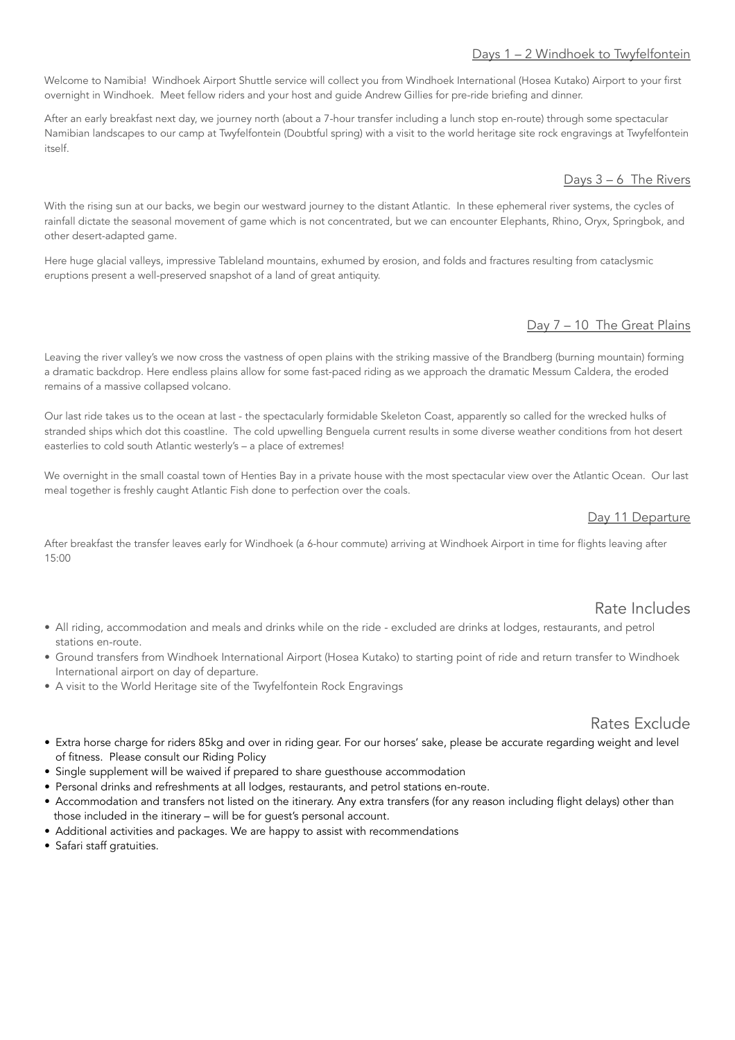## Days 1 – 2 Windhoek to Twyfelfontein

Welcome to Namibia! Windhoek Airport Shuttle service will collect you from Windhoek International (Hosea Kutako) Airport to your first overnight in Windhoek. Meet fellow riders and your host and guide Andrew Gillies for pre-ride briefing and dinner.

After an early breakfast next day, we journey north (about a 7-hour transfer including a lunch stop en-route) through some spectacular Namibian landscapes to our camp at Twyfelfontein (Doubtful spring) with a visit to the world heritage site rock engravings at Twyfelfontein itself.

## Days 3 – 6 The Rivers

With the rising sun at our backs, we begin our westward journey to the distant Atlantic. In these ephemeral river systems, the cycles of rainfall dictate the seasonal movement of game which is not concentrated, but we can encounter Elephants, Rhino, Oryx, Springbok, and other desert-adapted game.

Here huge glacial valleys, impressive Tableland mountains, exhumed by erosion, and folds and fractures resulting from cataclysmic eruptions present a well-preserved snapshot of a land of great antiquity.

## Day 7 – 10 The Great Plains

Leaving the river valley's we now cross the vastness of open plains with the striking massive of the Brandberg (burning mountain) forming a dramatic backdrop. Here endless plains allow for some fast-paced riding as we approach the dramatic Messum Caldera, the eroded remains of a massive collapsed volcano.

Our last ride takes us to the ocean at last - the spectacularly formidable Skeleton Coast, apparently so called for the wrecked hulks of stranded ships which dot this coastline. The cold upwelling Benguela current results in some diverse weather conditions from hot desert easterlies to cold south Atlantic westerly's – a place of extremes!

We overnight in the small coastal town of Henties Bay in a private house with the most spectacular view over the Atlantic Ocean. Our last meal together is freshly caught Atlantic Fish done to perfection over the coals.

## Day 11 Departure

After breakfast the transfer leaves early for Windhoek (a 6-hour commute) arriving at Windhoek Airport in time for flights leaving after 15:00

## Rate Includes

- All riding, accommodation and meals and drinks while on the ride - excluded are drinks at lodges, restaurants, and petrol stations en-route.
- Ground transfers from Windhoek International Airport (Hosea Kutako) to starting point of ride and return transfer to Windhoek International airport on day of departure.
- A visit to the World Heritage site of the Twyfelfontein Rock Engravings

## Rates Exclude

- Extra horse charge for riders 85kg and over in riding gear. For our horses' sake, please be accurate regarding weight and level of fitness. Please consult our Riding Policy
- Single supplement will be waived if prepared to share guesthouse accommodation
- Personal drinks and refreshments at all lodges, restaurants, and petrol stations en-route.
- Accommodation and transfers not listed on the itinerary. Any extra transfers (for any reason including flight delays) other than those included in the itinerary – will be for guest's personal account.
- Additional activities and packages. We are happy to assist with recommendations
- Safari staff gratuities.